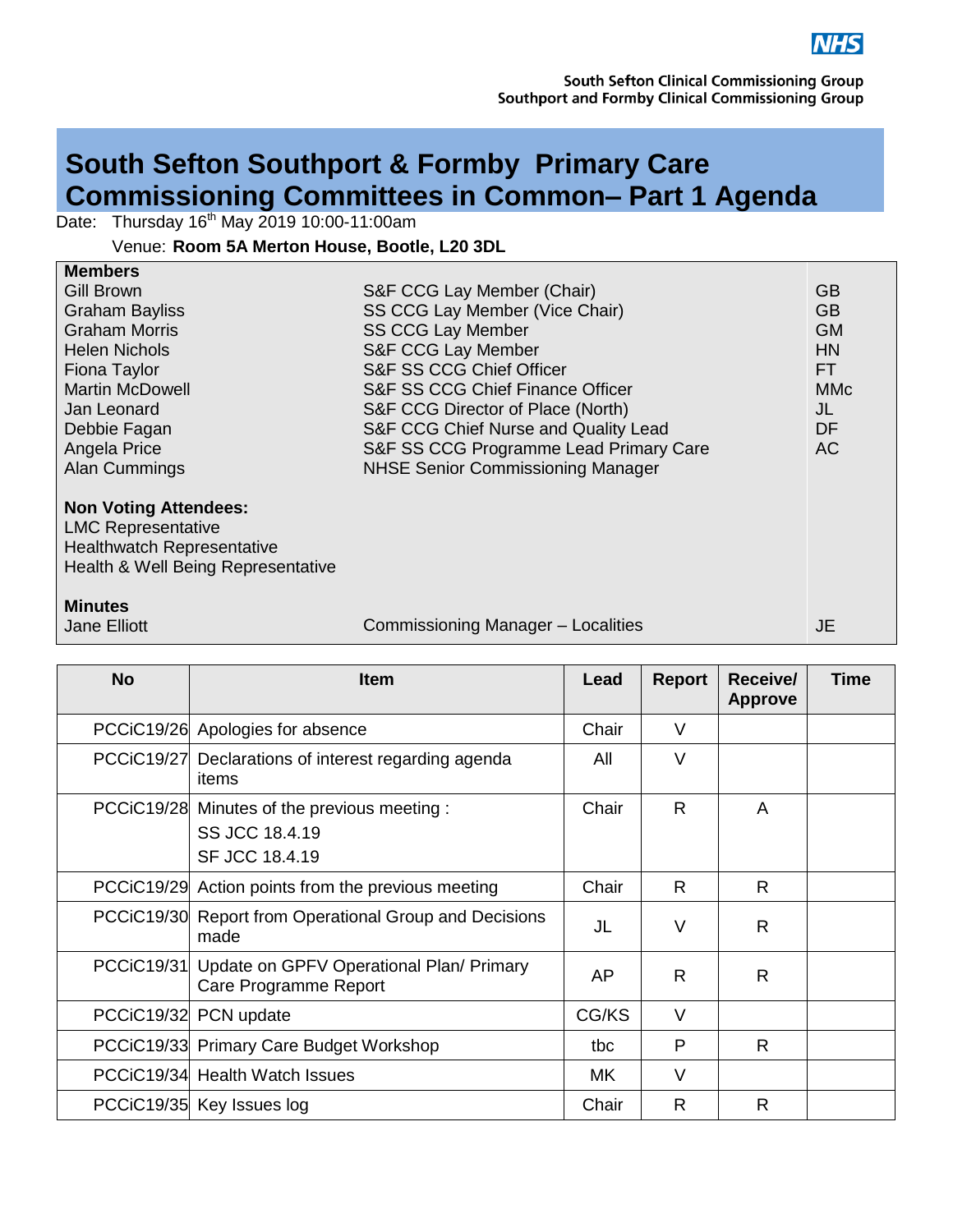South Sefton Clinical Commissioning Group
Southport and Formby Clinical Commissioning Group

# South Sefton Southport & Formby Primary Care Commissioning Committees in Common– Part 1 Agenda

Date: Thursday 16th May 2019 10:00-11:00am

Venue: **Room 5A Merton House, Bootle, L20 3DL**

| **Members** | | |
|---|---|---|
| Gill Brown | S&F CCG Lay Member (Chair) | GB |
| Graham Bayliss | SS CCG Lay Member (Vice Chair) | GB |
| Graham Morris | SS CCG Lay Member | GM |
| Helen Nichols | S&F CCG Lay Member | HN |
| Fiona Taylor | S&F SS CCG Chief Officer | FT |
| Martin McDowell | S&F SS CCG Chief Finance Officer | MMc |
| Jan Leonard | S&F CCG Director of Place (North) | JL |
| Debbie Fagan | S&F CCG Chief Nurse and Quality Lead | DF |
| Angela Price | S&F SS CCG Programme Lead Primary Care | AC |
| Alan Cummings | NHSE Senior Commissioning Manager | |
| **Non Voting Attendees:** | | |
| LMC Representative | | |
| Healthwatch Representative | | |
| Health & Well Being Representative | | |
| **Minutes** | | |
| Jane Elliott | Commissioning Manager – Localities | JE |

| No | Item | Lead | Report | Receive/ Approve | Time |
|---|---|---|---|---|---|
| PCCiC19/26 | Apologies for absence | Chair | V | | |
| PCCiC19/27 | Declarations of interest regarding agenda items | All | V | | |
| PCCiC19/28 | Minutes of the previous meeting :<br>SS JCC 18.4.19<br>SF JCC 18.4.19 | Chair | R | A | |
| PCCiC19/29 | Action points from the previous meeting | Chair | R | R | |
| PCCiC19/30 | Report from Operational Group and Decisions made | JL | V | R | |
| PCCiC19/31 | Update on GPFV Operational Plan/ Primary Care Programme Report | AP | R | R | |
| PCCiC19/32 | PCN update | CG/KS | V | | |
| PCCiC19/33 | Primary Care Budget Workshop | tbc | P | R | |
| PCCiC19/34 | Health Watch Issues | MK | V | | |
| PCCiC19/35 | Key Issues log | Chair | R | R | |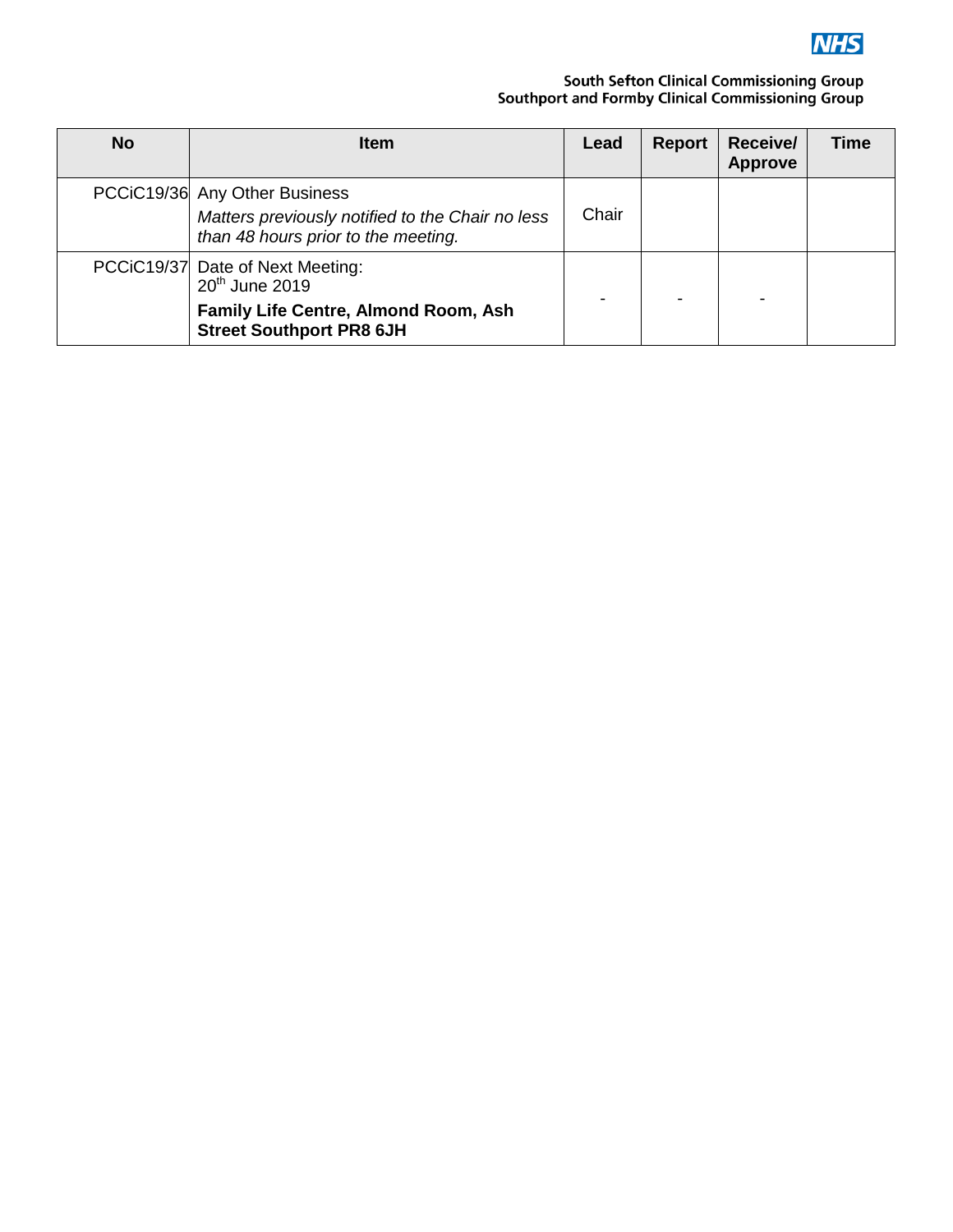| No | Item | Lead | Report | Receive/ Approve | Time |
|---|---|---|---|---|---|
| PCCiC19/36 | Any Other Business<br>*Matters previously notified to the Chair no less than 48 hours prior to the meeting.* | Chair | | | |
| PCCiC19/37 | Date of Next Meeting:<br>20th June 2019<br>**Family Life Centre, Almond Room, Ash Street Southport PR8 6JH** | - | - | - | |